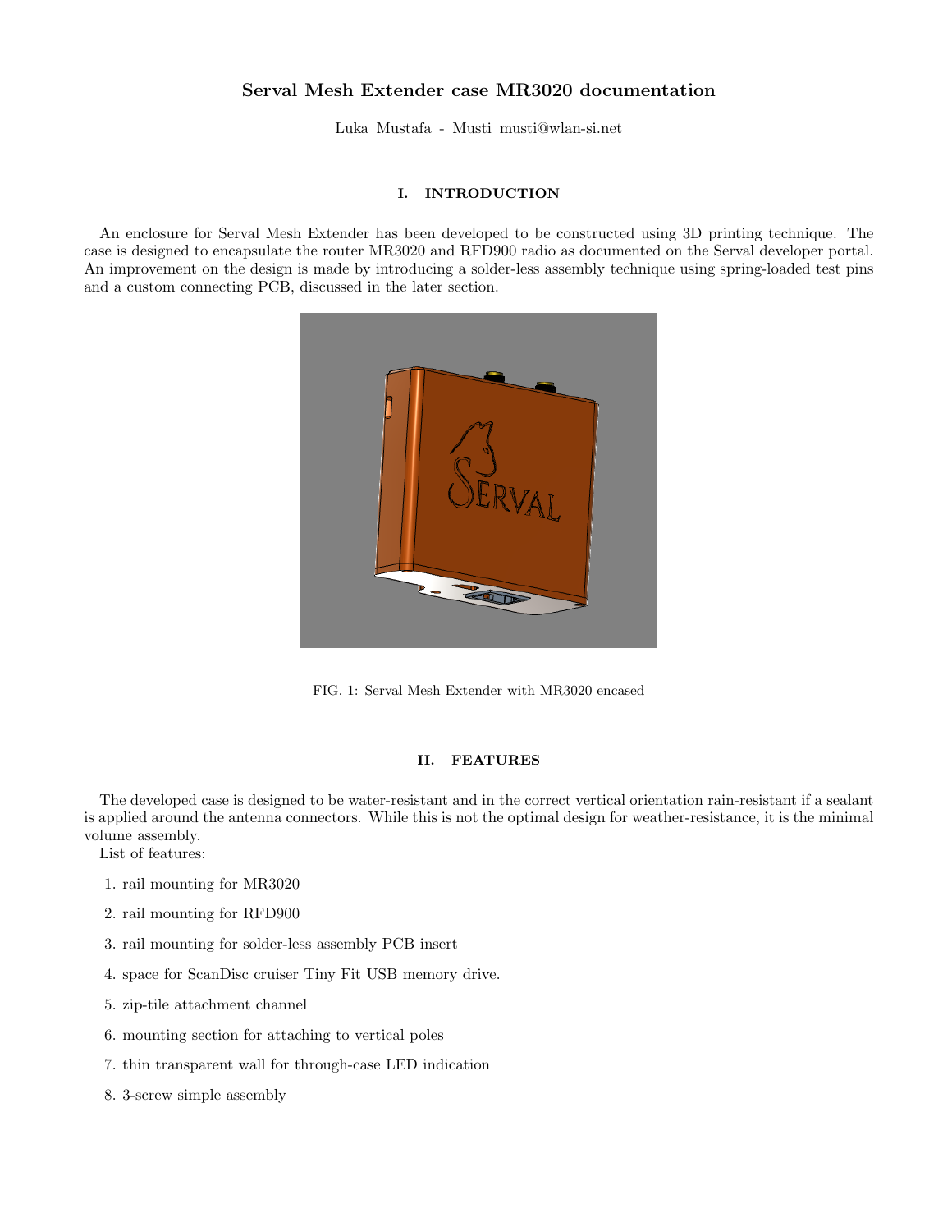# Serval Mesh Extender case MR3020 documentation

Luka Mustafa - Musti musti@wlan-si.net

## I. INTRODUCTION

An enclosure for Serval Mesh Extender has been developed to be constructed using 3D printing technique. The case is designed to encapsulate the router MR3020 and RFD900 radio as documented on the Serval developer portal. An improvement on the design is made by introducing a solder-less assembly technique using spring-loaded test pins and a custom connecting PCB, discussed in the later section.

FIG. 1: Serval Mesh Extender with MR3020 encased

## II. FEATURES

The developed case is designed to be water-resistant and in the correct vertical orientation rain-resistant if a sealant is applied around the antenna connectors. While this is not the optimal design for weather-resistance, it is the minimal volume assembly.

List of features:

1. rail mounting for MR3020
2. rail mounting for RFD900
3. rail mounting for solder-less assembly PCB insert
4. space for ScanDisc cruiser Tiny Fit USB memory drive.
5. zip-tile attachment channel
6. mounting section for attaching to vertical poles
7. thin transparent wall for through-case LED indication
8. 3-screw simple assembly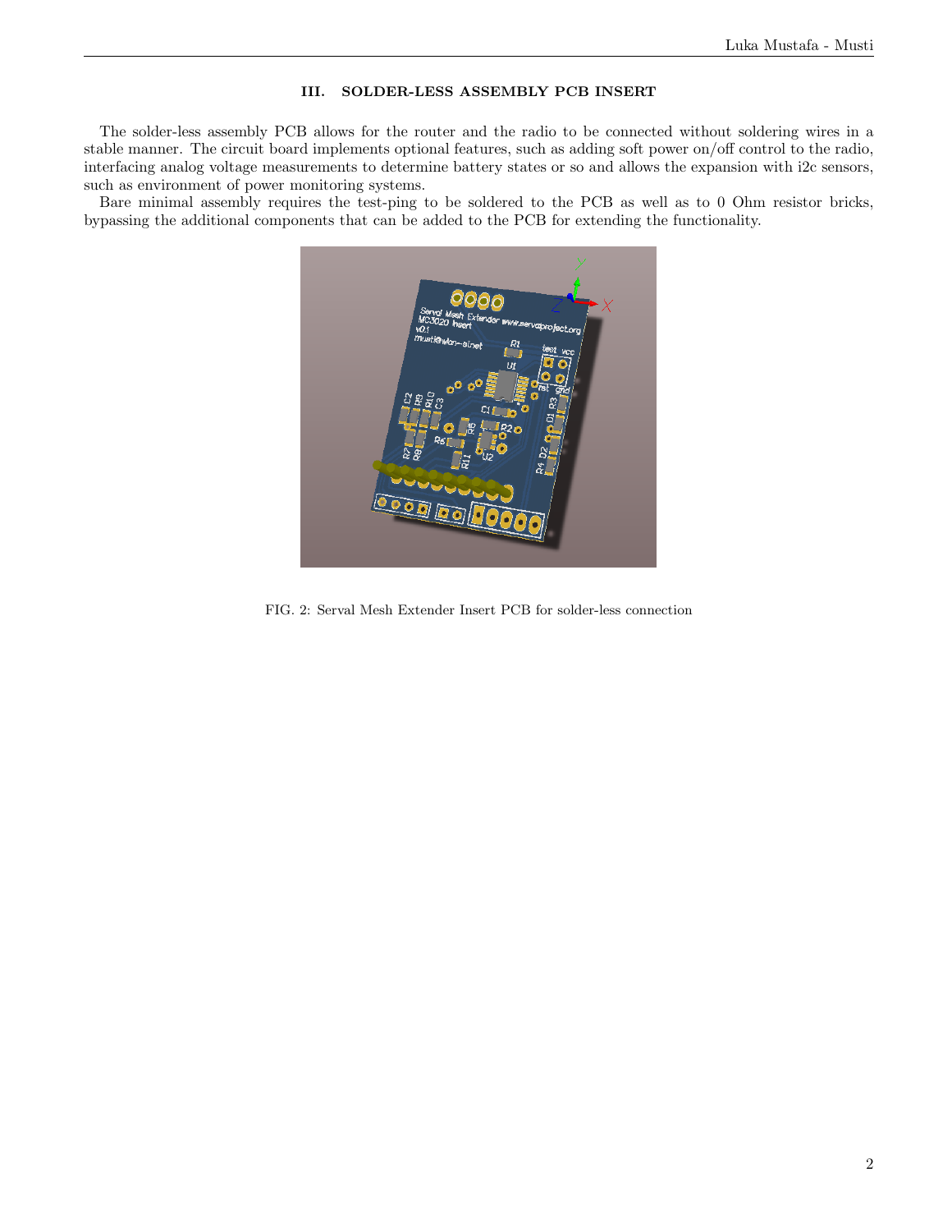### III. SOLDER-LESS ASSEMBLY PCB INSERT

The solder-less assembly PCB allows for the router and the radio to be connected without soldering wires in a stable manner. The circuit board implements optional features, such as adding soft power on/off control to the radio, interfacing analog voltage measurements to determine battery states or so and allows the expansion with i2c sensors, such as environment of power monitoring systems.

Bare minimal assembly requires the test-ping to be soldered to the PCB as well as to 0 Ohm resistor bricks, bypassing the additional components that can be added to the PCB for extending the functionality.

FIG. 2: Serval Mesh Extender Insert PCB for solder-less connection